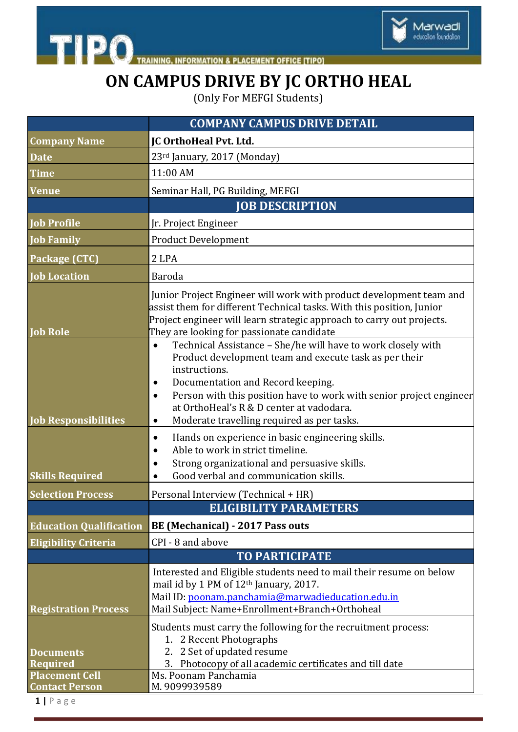TIPO — TRAINING, INFORMATION & PLACEMENT OFFICE [TIPO]

Marwadi education foundation

# ON CAMPUS DRIVE BY JC ORTHO HEAL

(Only For MEFGI Students)

| | COMPANY CAMPUS DRIVE DETAIL |
|---|---|
| **Company Name** | **JC OrthoHeal Pvt. Ltd.** |
| **Date** | 23rd January, 2017 (Monday) |
| **Time** | 11:00 AM |
| **Venue** | Seminar Hall, PG Building, MEFGI |
| | **JOB DESCRIPTION** |
| **Job Profile** | Jr. Project Engineer |
| **Job Family** | Product Development |
| **Package (CTC)** | 2 LPA |
| **Job Location** | Baroda |
| **Job Role** | Junior Project Engineer will work with product development team and assist them for different Technical tasks. With this position, Junior Project engineer will learn strategic approach to carry out projects. They are looking for passionate candidate |
| **Job Responsibilities** | • Technical Assistance – She/he will have to work closely with Product development team and execute task as per their instructions.<br>• Documentation and Record keeping.<br>• Person with this position have to work with senior project engineer at OrthoHeal's R & D center at vadodara.<br>• Moderate travelling required as per tasks. |
| **Skills Required** | • Hands on experience in basic engineering skills.<br>• Able to work in strict timeline.<br>• Strong organizational and persuasive skills.<br>• Good verbal and communication skills. |
| **Selection Process** | Personal Interview (Technical + HR) |
| | **ELIGIBILITY PARAMETERS** |
| **Education Qualification** | **BE (Mechanical) - 2017 Pass outs** |
| **Eligibility Criteria** | CPI - 8 and above |
| | **TO PARTICIPATE** |
| **Registration Process** | Interested and Eligible students need to mail their resume on below mail id by 1 PM of 12th January, 2017.<br>Mail ID: poonam.panchamia@marwadieducation.edu.in<br>Mail Subject: Name+Enrollment+Branch+Orthoheal |
| **Documents Required** | Students must carry the following for the recruitment process:<br>1. 2 Recent Photographs<br>2. 2 Set of updated resume<br>3. Photocopy of all academic certificates and till date |
| **Placement Cell Contact Person** | Ms. Poonam Panchamia<br>M. 9099939589 |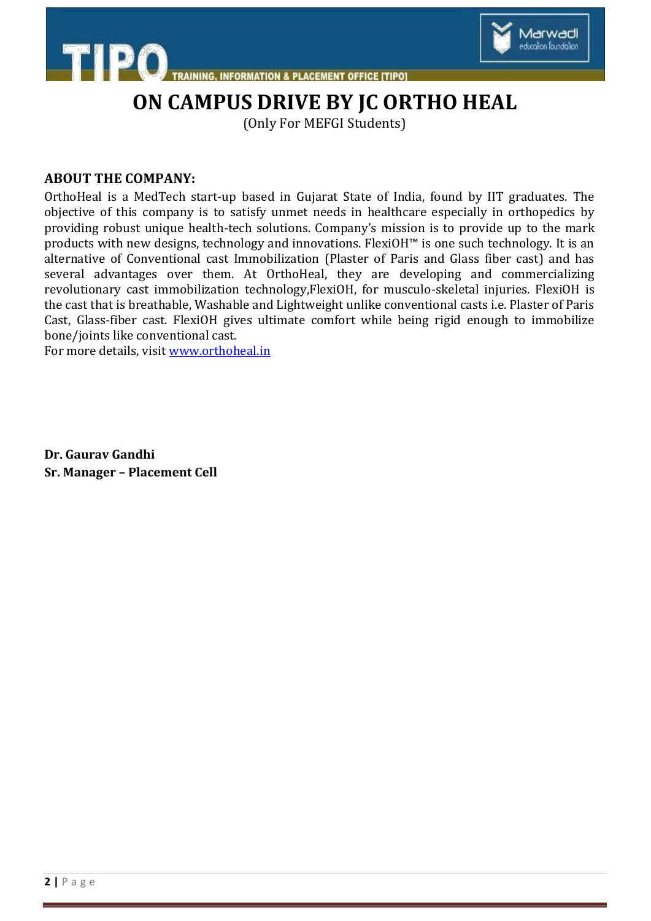# ON CAMPUS DRIVE BY JC ORTHO HEAL

(Only For MEFGI Students)

**ABOUT THE COMPANY:**

OrthoHeal is a MedTech start-up based in Gujarat State of India, found by IIT graduates. The objective of this company is to satisfy unmet needs in healthcare especially in orthopedics by providing robust unique health-tech solutions. Company's mission is to provide up to the mark products with new designs, technology and innovations. FlexiOH™ is one such technology. It is an alternative of Conventional cast Immobilization (Plaster of Paris and Glass fiber cast) and has several advantages over them. At OrthoHeal, they are developing and commercializing revolutionary cast immobilization technology,FlexiOH, for musculo-skeletal injuries. FlexiOH is the cast that is breathable, Washable and Lightweight unlike conventional casts i.e. Plaster of Paris Cast, Glass-fiber cast. FlexiOH gives ultimate comfort while being rigid enough to immobilize bone/joints like conventional cast.
For more details, visit www.orthoheal.in

**Dr. Gaurav Gandhi**
**Sr. Manager – Placement Cell**